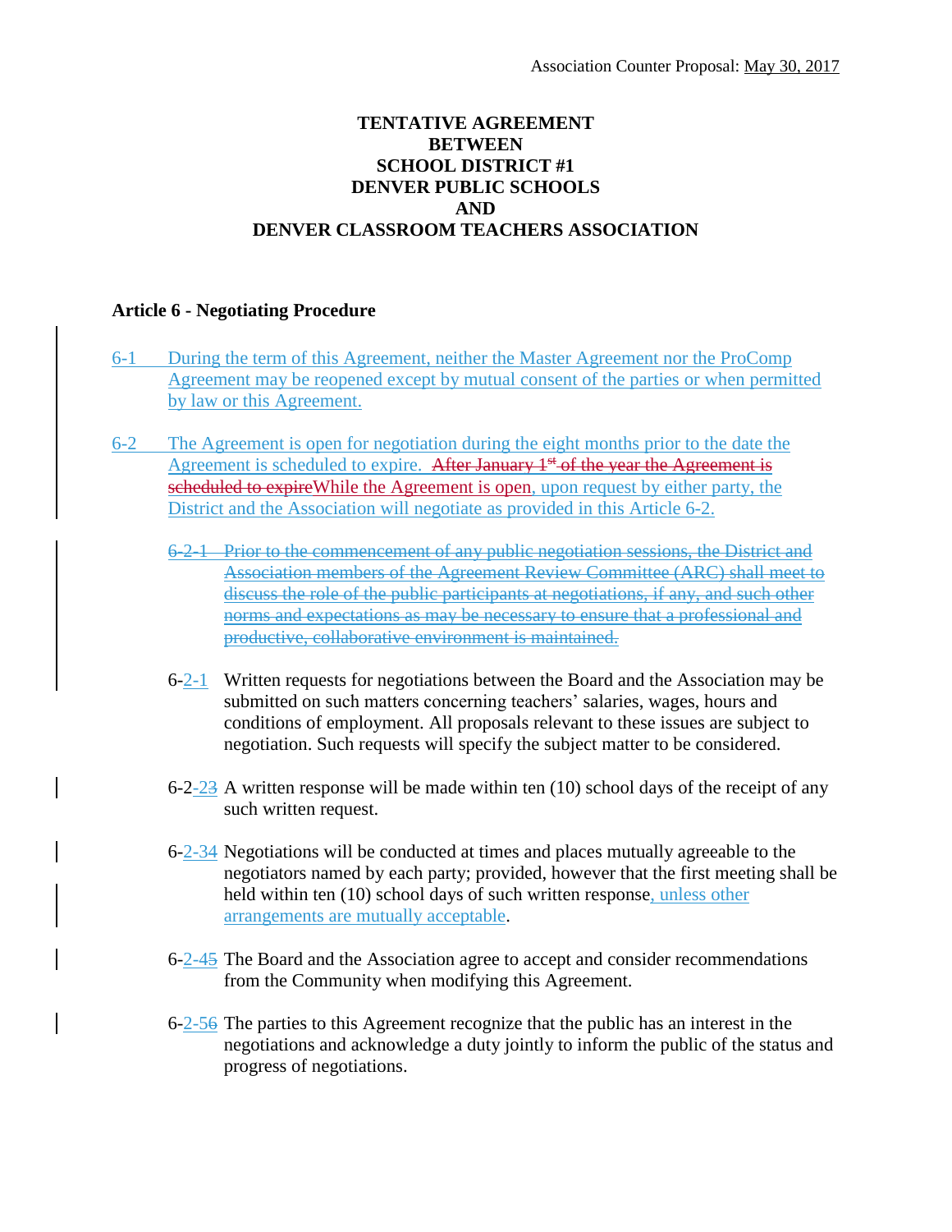Association Counter Proposal: May 30, 2017

**TENTATIVE AGREEMENT**
**BETWEEN**
**SCHOOL DISTRICT #1**
**DENVER PUBLIC SCHOOLS**
**AND**
**DENVER CLASSROOM TEACHERS ASSOCIATION**

## Article 6 - Negotiating Procedure

6-1 During the term of this Agreement, neither the Master Agreement nor the ProComp Agreement may be reopened except by mutual consent of the parties or when permitted by law or this Agreement.

6-2 The Agreement is open for negotiation during the eight months prior to the date the Agreement is scheduled to expire. ~~After January 1st of the year the Agreement is scheduled to expire~~While the Agreement is open, upon request by either party, the District and the Association will negotiate as provided in this Article 6-2.

~~6-2-1 Prior to the commencement of any public negotiation sessions, the District and Association members of the Agreement Review Committee (ARC) shall meet to discuss the role of the public participants at negotiations, if any, and such other norms and expectations as may be necessary to ensure that a professional and productive, collaborative environment is maintained.~~

6-~~2-~~1 Written requests for negotiations between the Board and the Association may be submitted on such matters concerning teachers' salaries, wages, hours and conditions of employment. All proposals relevant to these issues are subject to negotiation. Such requests will specify the subject matter to be considered.

6-2-~~3~~ A written response will be made within ten (10) school days of the receipt of any such written request.

6-2-3~~4~~ Negotiations will be conducted at times and places mutually agreeable to the negotiators named by each party; provided, however that the first meeting shall be held within ten (10) school days of such written response, unless other arrangements are mutually acceptable.

6-2-4~~5~~ The Board and the Association agree to accept and consider recommendations from the Community when modifying this Agreement.

6-2-5~~6~~ The parties to this Agreement recognize that the public has an interest in the negotiations and acknowledge a duty jointly to inform the public of the status and progress of negotiations.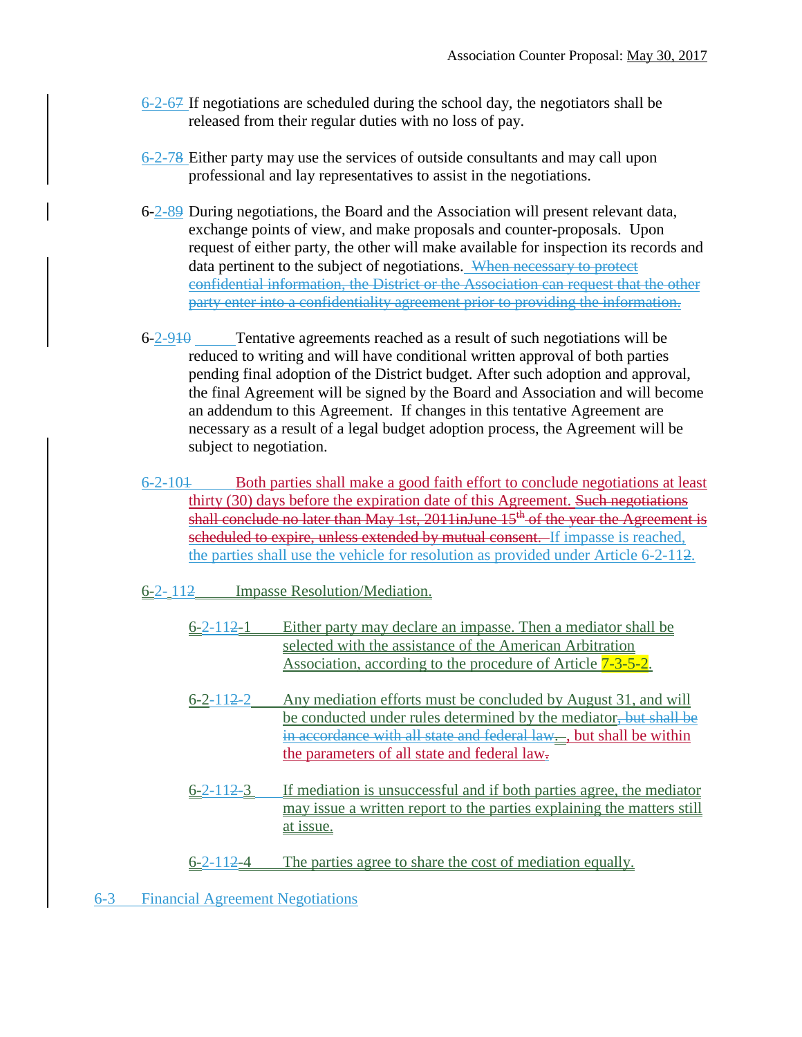6-2-67 If negotiations are scheduled during the school day, the negotiators shall be released from their regular duties with no loss of pay.

6-2-78 Either party may use the services of outside consultants and may call upon professional and lay representatives to assist in the negotiations.

6-2-89 During negotiations, the Board and the Association will present relevant data, exchange points of view, and make proposals and counter-proposals. Upon request of either party, the other will make available for inspection its records and data pertinent to the subject of negotiations. ~~When necessary to protect confidential information, the District or the Association can request that the other party enter into a confidentiality agreement prior to providing the information.~~

6-2-910 Tentative agreements reached as a result of such negotiations will be reduced to writing and will have conditional written approval of both parties pending final adoption of the District budget. After such adoption and approval, the final Agreement will be signed by the Board and Association and will become an addendum to this Agreement. If changes in this tentative Agreement are necessary as a result of a legal budget adoption process, the Agreement will be subject to negotiation.

6-2-101 Both parties shall make a good faith effort to conclude negotiations at least thirty (30) days before the expiration date of this Agreement. ~~Such negotiations shall conclude no later than May 1st, 2011inJune 15th of the year the Agreement is scheduled to expire, unless extended by mutual consent.~~ If impasse is reached, the parties shall use the vehicle for resolution as provided under Article 6-2-112.

6-2-112 Impasse Resolution/Mediation.

6-2-112-1 Either party may declare an impasse. Then a mediator shall be selected with the assistance of the American Arbitration Association, according to the procedure of Article 7-3-5-2.

6-2-112-2 Any mediation efforts must be concluded by August 31, and will be conducted under rules determined by the mediator~~, but shall be in accordance with all state and federal law.~~, but shall be within the parameters of all state and federal law.

6-2-112-3 If mediation is unsuccessful and if both parties agree, the mediator may issue a written report to the parties explaining the matters still at issue.

6-2-112-4 The parties agree to share the cost of mediation equally.

6-3 Financial Agreement Negotiations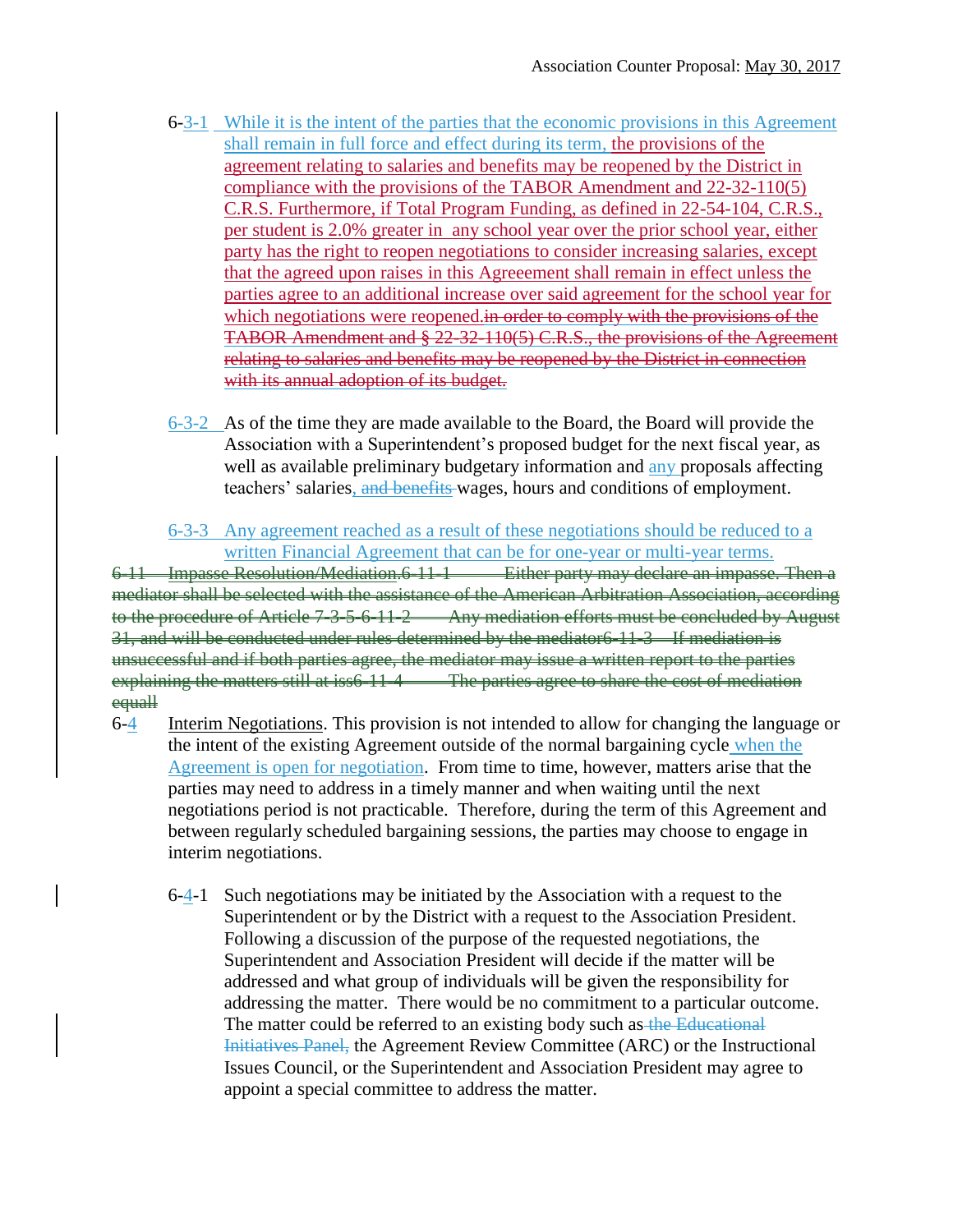Association Counter Proposal: May 30, 2017

6-3-1 While it is the intent of the parties that the economic provisions in this Agreement shall remain in full force and effect during its term, the provisions of the agreement relating to salaries and benefits may be reopened by the District in compliance with the provisions of the TABOR Amendment and 22-32-110(5) C.R.S. Furthermore, if Total Program Funding, as defined in 22-54-104, C.R.S., per student is 2.0% greater in any school year over the prior school year, either party has the right to reopen negotiations to consider increasing salaries, except that the agreed upon raises in this Agreeement shall remain in effect unless the parties agree to an additional increase over said agreement for the school year for which negotiations were reopened. ~~in order to comply with the provisions of the TABOR Amendment and § 22-32-110(5) C.R.S., the provisions of the Agreement relating to salaries and benefits may be reopened by the District in connection with its annual adoption of its budget.~~

6-3-2 As of the time they are made available to the Board, the Board will provide the Association with a Superintendent's proposed budget for the next fiscal year, as well as available preliminary budgetary information and any proposals affecting teachers' salaries~~, and benefits~~ wages, hours and conditions of employment.

6-3-3 Any agreement reached as a result of these negotiations should be reduced to a written Financial Agreement that can be for one-year or multi-year terms.

~~6-11 Impasse Resolution/Mediation.6-11-1 Either party may declare an impasse. Then a mediator shall be selected with the assistance of the American Arbitration Association, according to the procedure of Article 7-3-5-6-11-2 Any mediation efforts must be concluded by August 31, and will be conducted under rules determined by the mediator6-11-3 If mediation is unsuccessful and if both parties agree, the mediator may issue a written report to the parties explaining the matters still at iss6-11-4 The parties agree to share the cost of mediation equall~~

6-4 Interim Negotiations. This provision is not intended to allow for changing the language or the intent of the existing Agreement outside of the normal bargaining cycle when the Agreement is open for negotiation. From time to time, however, matters arise that the parties may need to address in a timely manner and when waiting until the next negotiations period is not practicable. Therefore, during the term of this Agreement and between regularly scheduled bargaining sessions, the parties may choose to engage in interim negotiations.

6-4-1 Such negotiations may be initiated by the Association with a request to the Superintendent or by the District with a request to the Association President. Following a discussion of the purpose of the requested negotiations, the Superintendent and Association President will decide if the matter will be addressed and what group of individuals will be given the responsibility for addressing the matter. There would be no commitment to a particular outcome. The matter could be referred to an existing body such as ~~the Educational Initiatives Panel,~~ the Agreement Review Committee (ARC) or the Instructional Issues Council, or the Superintendent and Association President may agree to appoint a special committee to address the matter.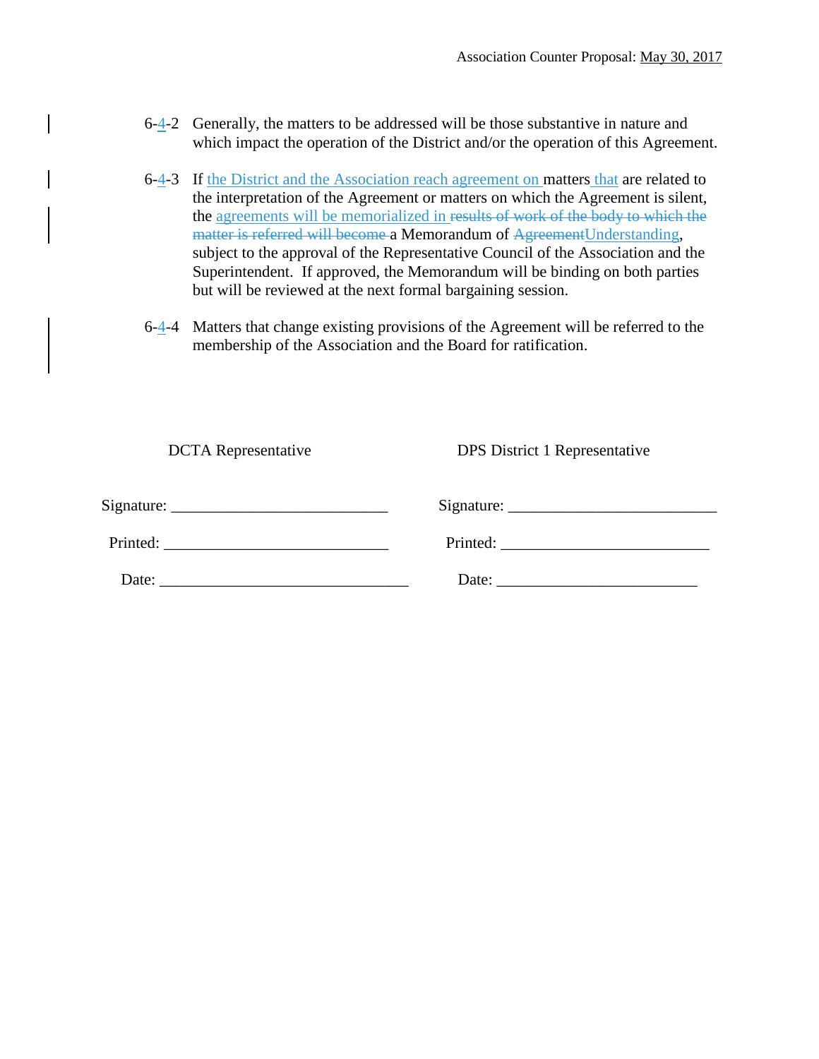Association Counter Proposal: May 30, 2017

6-4-2 Generally, the matters to be addressed will be those substantive in nature and which impact the operation of the District and/or the operation of this Agreement.

6-4-3 If the District and the Association reach agreement on matters that are related to the interpretation of the Agreement or matters on which the Agreement is silent, the agreements will be memorialized in ~~results of work of the body to which the matter is referred will become~~ a Memorandum of ~~Agreement~~Understanding, subject to the approval of the Representative Council of the Association and the Superintendent. If approved, the Memorandum will be binding on both parties but will be reviewed at the next formal bargaining session.

6-4-4 Matters that change existing provisions of the Agreement will be referred to the membership of the Association and the Board for ratification.

| DCTA Representative | DPS District 1 Representative |
|---|---|
| Signature: ___________________________ | Signature: __________________________ |
| Printed: ____________________________ | Printed: __________________________ |
| Date: _______________________________ | Date: _________________________ |